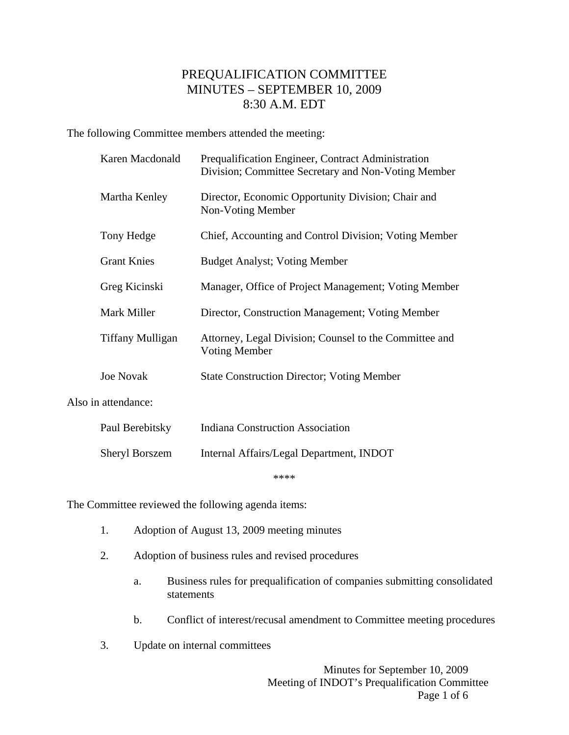# PREQUALIFICATION COMMITTEE
# MINUTES – SEPTEMBER 10, 2009
# 8:30 A.M. EDT

The following Committee members attended the meeting:

| | |
|---|---|
| Karen Macdonald | Prequalification Engineer, Contract Administration Division; Committee Secretary and Non-Voting Member |
| Martha Kenley | Director, Economic Opportunity Division; Chair and Non-Voting Member |
| Tony Hedge | Chief, Accounting and Control Division; Voting Member |
| Grant Knies | Budget Analyst; Voting Member |
| Greg Kicinski | Manager, Office of Project Management; Voting Member |
| Mark Miller | Director, Construction Management; Voting Member |
| Tiffany Mulligan | Attorney, Legal Division; Counsel to the Committee and Voting Member |
| Joe Novak | State Construction Director; Voting Member |

Also in attendance:

| | |
|---|---|
| Paul Berebitsky | Indiana Construction Association |
| Sheryl Borszem | Internal Affairs/Legal Department, INDOT |

****

The Committee reviewed the following agenda items:

1. Adoption of August 13, 2009 meeting minutes
2. Adoption of business rules and revised procedures
   a. Business rules for prequalification of companies submitting consolidated statements
   b. Conflict of interest/recusal amendment to Committee meeting procedures
3. Update on internal committees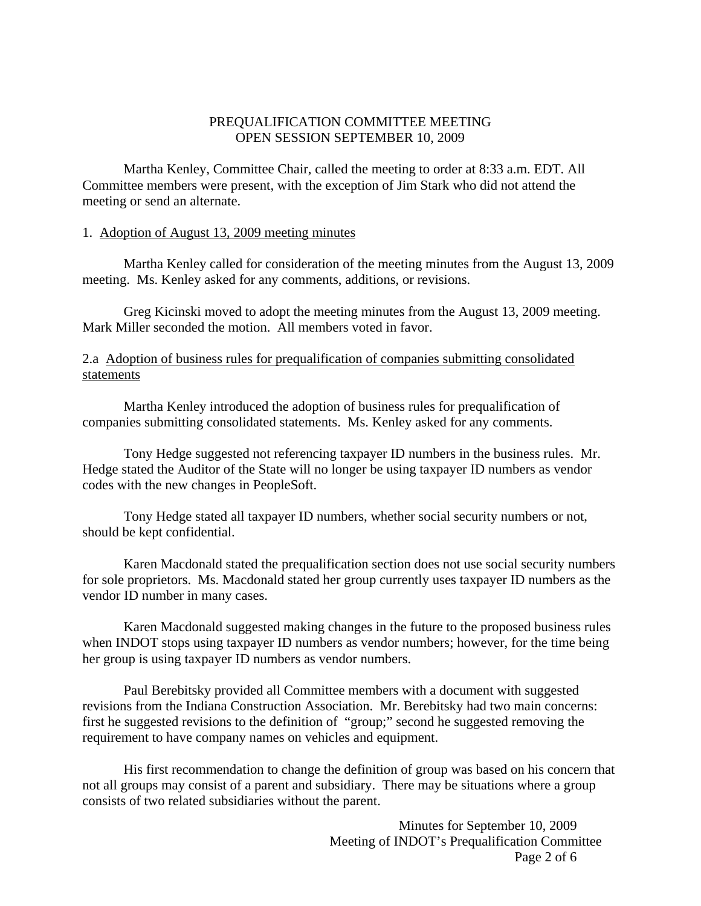PREQUALIFICATION COMMITTEE MEETING
OPEN SESSION SEPTEMBER 10, 2009

Martha Kenley, Committee Chair, called the meeting to order at 8:33 a.m. EDT. All Committee members were present, with the exception of Jim Stark who did not attend the meeting or send an alternate.

1. Adoption of August 13, 2009 meeting minutes

Martha Kenley called for consideration of the meeting minutes from the August 13, 2009 meeting. Ms. Kenley asked for any comments, additions, or revisions.

Greg Kicinski moved to adopt the meeting minutes from the August 13, 2009 meeting. Mark Miller seconded the motion. All members voted in favor.

2.a Adoption of business rules for prequalification of companies submitting consolidated statements

Martha Kenley introduced the adoption of business rules for prequalification of companies submitting consolidated statements. Ms. Kenley asked for any comments.

Tony Hedge suggested not referencing taxpayer ID numbers in the business rules. Mr. Hedge stated the Auditor of the State will no longer be using taxpayer ID numbers as vendor codes with the new changes in PeopleSoft.

Tony Hedge stated all taxpayer ID numbers, whether social security numbers or not, should be kept confidential.

Karen Macdonald stated the prequalification section does not use social security numbers for sole proprietors. Ms. Macdonald stated her group currently uses taxpayer ID numbers as the vendor ID number in many cases.

Karen Macdonald suggested making changes in the future to the proposed business rules when INDOT stops using taxpayer ID numbers as vendor numbers; however, for the time being her group is using taxpayer ID numbers as vendor numbers.

Paul Berebitsky provided all Committee members with a document with suggested revisions from the Indiana Construction Association. Mr. Berebitsky had two main concerns: first he suggested revisions to the definition of "group;" second he suggested removing the requirement to have company names on vehicles and equipment.

His first recommendation to change the definition of group was based on his concern that not all groups may consist of a parent and subsidiary. There may be situations where a group consists of two related subsidiaries without the parent.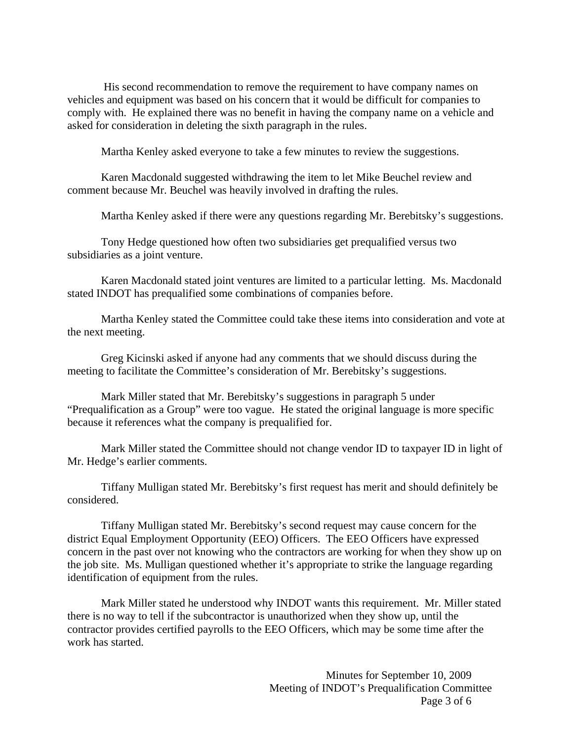His second recommendation to remove the requirement to have company names on vehicles and equipment was based on his concern that it would be difficult for companies to comply with. He explained there was no benefit in having the company name on a vehicle and asked for consideration in deleting the sixth paragraph in the rules.

Martha Kenley asked everyone to take a few minutes to review the suggestions.

Karen Macdonald suggested withdrawing the item to let Mike Beuchel review and comment because Mr. Beuchel was heavily involved in drafting the rules.

Martha Kenley asked if there were any questions regarding Mr. Berebitsky's suggestions.

Tony Hedge questioned how often two subsidiaries get prequalified versus two subsidiaries as a joint venture.

Karen Macdonald stated joint ventures are limited to a particular letting. Ms. Macdonald stated INDOT has prequalified some combinations of companies before.

Martha Kenley stated the Committee could take these items into consideration and vote at the next meeting.

Greg Kicinski asked if anyone had any comments that we should discuss during the meeting to facilitate the Committee's consideration of Mr. Berebitsky's suggestions.

Mark Miller stated that Mr. Berebitsky's suggestions in paragraph 5 under "Prequalification as a Group" were too vague. He stated the original language is more specific because it references what the company is prequalified for.

Mark Miller stated the Committee should not change vendor ID to taxpayer ID in light of Mr. Hedge's earlier comments.

Tiffany Mulligan stated Mr. Berebitsky's first request has merit and should definitely be considered.

Tiffany Mulligan stated Mr. Berebitsky's second request may cause concern for the district Equal Employment Opportunity (EEO) Officers. The EEO Officers have expressed concern in the past over not knowing who the contractors are working for when they show up on the job site. Ms. Mulligan questioned whether it's appropriate to strike the language regarding identification of equipment from the rules.

Mark Miller stated he understood why INDOT wants this requirement. Mr. Miller stated there is no way to tell if the subcontractor is unauthorized when they show up, until the contractor provides certified payrolls to the EEO Officers, which may be some time after the work has started.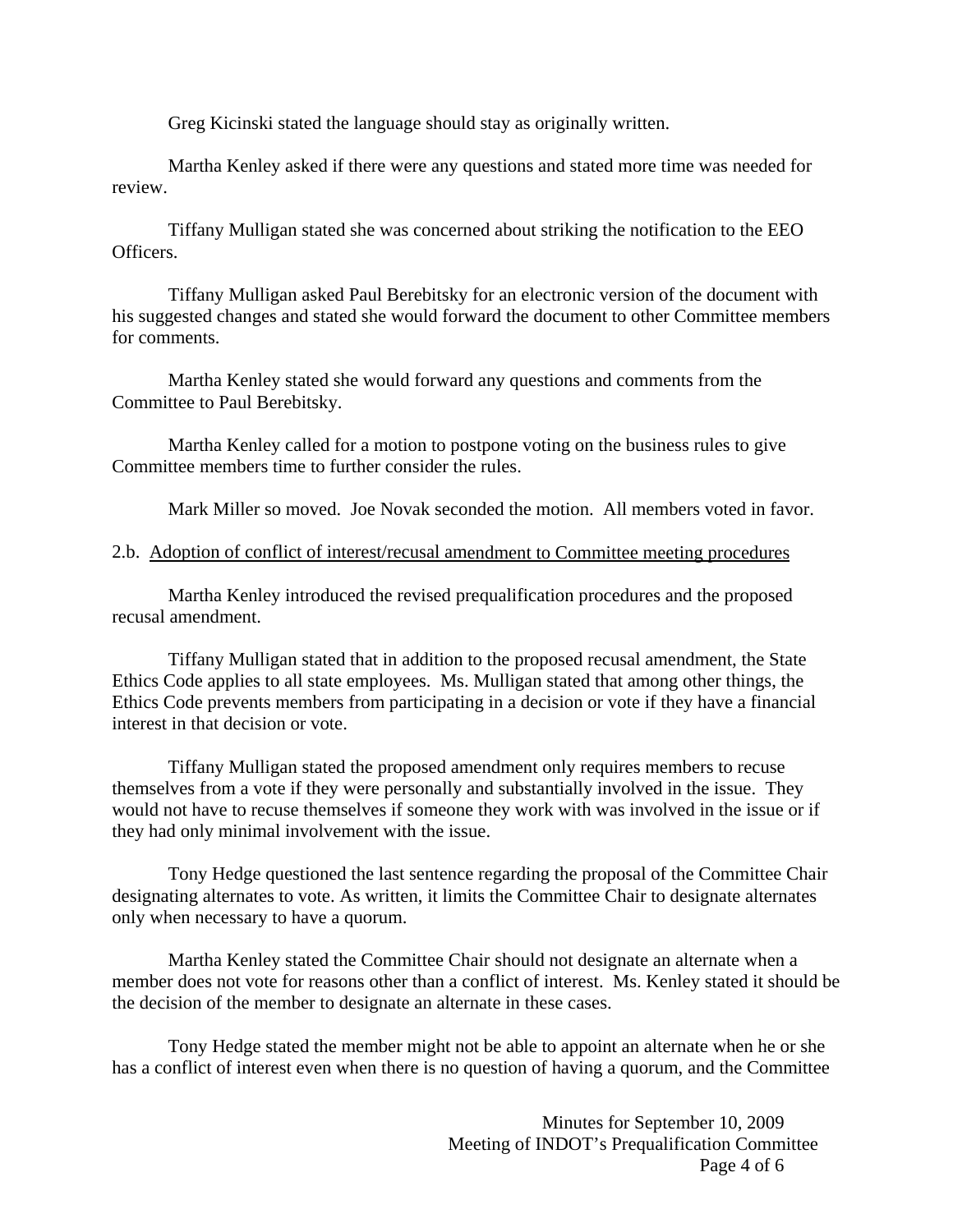Greg Kicinski stated the language should stay as originally written.

Martha Kenley asked if there were any questions and stated more time was needed for review.

Tiffany Mulligan stated she was concerned about striking the notification to the EEO Officers.

Tiffany Mulligan asked Paul Berebitsky for an electronic version of the document with his suggested changes and stated she would forward the document to other Committee members for comments.

Martha Kenley stated she would forward any questions and comments from the Committee to Paul Berebitsky.

Martha Kenley called for a motion to postpone voting on the business rules to give Committee members time to further consider the rules.

Mark Miller so moved. Joe Novak seconded the motion. All members voted in favor.

2.b. Adoption of conflict of interest/recusal amendment to Committee meeting procedures

Martha Kenley introduced the revised prequalification procedures and the proposed recusal amendment.

Tiffany Mulligan stated that in addition to the proposed recusal amendment, the State Ethics Code applies to all state employees. Ms. Mulligan stated that among other things, the Ethics Code prevents members from participating in a decision or vote if they have a financial interest in that decision or vote.

Tiffany Mulligan stated the proposed amendment only requires members to recuse themselves from a vote if they were personally and substantially involved in the issue. They would not have to recuse themselves if someone they work with was involved in the issue or if they had only minimal involvement with the issue.

Tony Hedge questioned the last sentence regarding the proposal of the Committee Chair designating alternates to vote. As written, it limits the Committee Chair to designate alternates only when necessary to have a quorum.

Martha Kenley stated the Committee Chair should not designate an alternate when a member does not vote for reasons other than a conflict of interest. Ms. Kenley stated it should be the decision of the member to designate an alternate in these cases.

Tony Hedge stated the member might not be able to appoint an alternate when he or she has a conflict of interest even when there is no question of having a quorum, and the Committee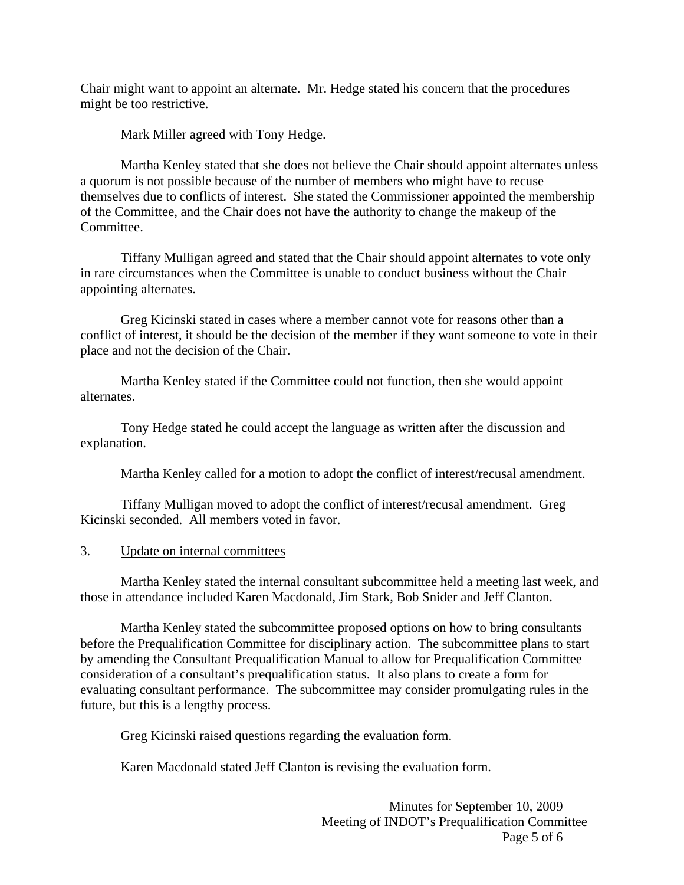Chair might want to appoint an alternate. Mr. Hedge stated his concern that the procedures might be too restrictive.

Mark Miller agreed with Tony Hedge.

Martha Kenley stated that she does not believe the Chair should appoint alternates unless a quorum is not possible because of the number of members who might have to recuse themselves due to conflicts of interest. She stated the Commissioner appointed the membership of the Committee, and the Chair does not have the authority to change the makeup of the Committee.

Tiffany Mulligan agreed and stated that the Chair should appoint alternates to vote only in rare circumstances when the Committee is unable to conduct business without the Chair appointing alternates.

Greg Kicinski stated in cases where a member cannot vote for reasons other than a conflict of interest, it should be the decision of the member if they want someone to vote in their place and not the decision of the Chair.

Martha Kenley stated if the Committee could not function, then she would appoint alternates.

Tony Hedge stated he could accept the language as written after the discussion and explanation.

Martha Kenley called for a motion to adopt the conflict of interest/recusal amendment.

Tiffany Mulligan moved to adopt the conflict of interest/recusal amendment. Greg Kicinski seconded. All members voted in favor.

3. Update on internal committees

Martha Kenley stated the internal consultant subcommittee held a meeting last week, and those in attendance included Karen Macdonald, Jim Stark, Bob Snider and Jeff Clanton.

Martha Kenley stated the subcommittee proposed options on how to bring consultants before the Prequalification Committee for disciplinary action. The subcommittee plans to start by amending the Consultant Prequalification Manual to allow for Prequalification Committee consideration of a consultant's prequalification status. It also plans to create a form for evaluating consultant performance. The subcommittee may consider promulgating rules in the future, but this is a lengthy process.

Greg Kicinski raised questions regarding the evaluation form.

Karen Macdonald stated Jeff Clanton is revising the evaluation form.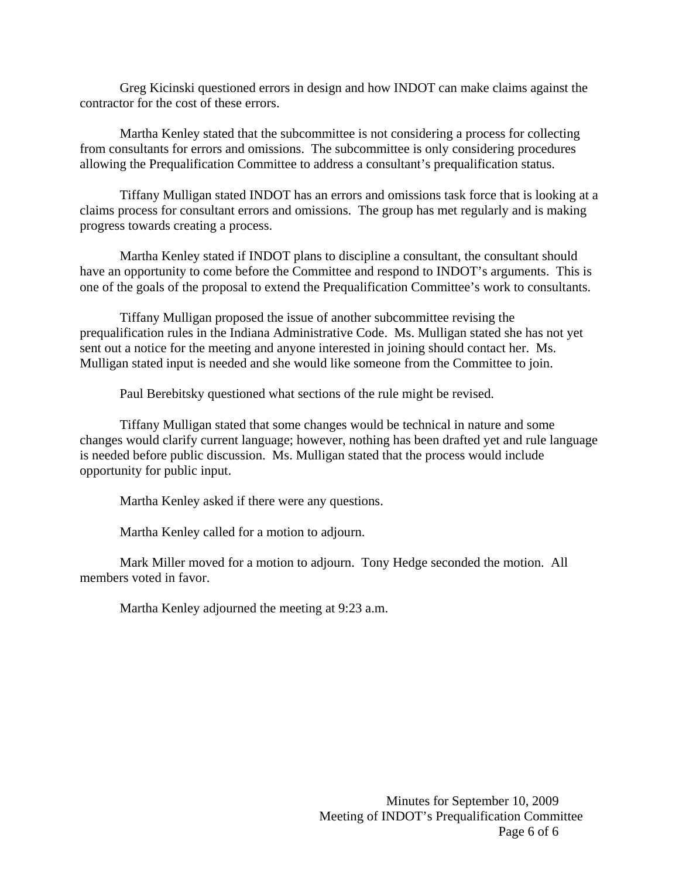Greg Kicinski questioned errors in design and how INDOT can make claims against the contractor for the cost of these errors.

Martha Kenley stated that the subcommittee is not considering a process for collecting from consultants for errors and omissions. The subcommittee is only considering procedures allowing the Prequalification Committee to address a consultant's prequalification status.

Tiffany Mulligan stated INDOT has an errors and omissions task force that is looking at a claims process for consultant errors and omissions. The group has met regularly and is making progress towards creating a process.

Martha Kenley stated if INDOT plans to discipline a consultant, the consultant should have an opportunity to come before the Committee and respond to INDOT's arguments. This is one of the goals of the proposal to extend the Prequalification Committee's work to consultants.

Tiffany Mulligan proposed the issue of another subcommittee revising the prequalification rules in the Indiana Administrative Code. Ms. Mulligan stated she has not yet sent out a notice for the meeting and anyone interested in joining should contact her. Ms. Mulligan stated input is needed and she would like someone from the Committee to join.

Paul Berebitsky questioned what sections of the rule might be revised.

Tiffany Mulligan stated that some changes would be technical in nature and some changes would clarify current language; however, nothing has been drafted yet and rule language is needed before public discussion. Ms. Mulligan stated that the process would include opportunity for public input.

Martha Kenley asked if there were any questions.

Martha Kenley called for a motion to adjourn.

Mark Miller moved for a motion to adjourn. Tony Hedge seconded the motion. All members voted in favor.

Martha Kenley adjourned the meeting at 9:23 a.m.